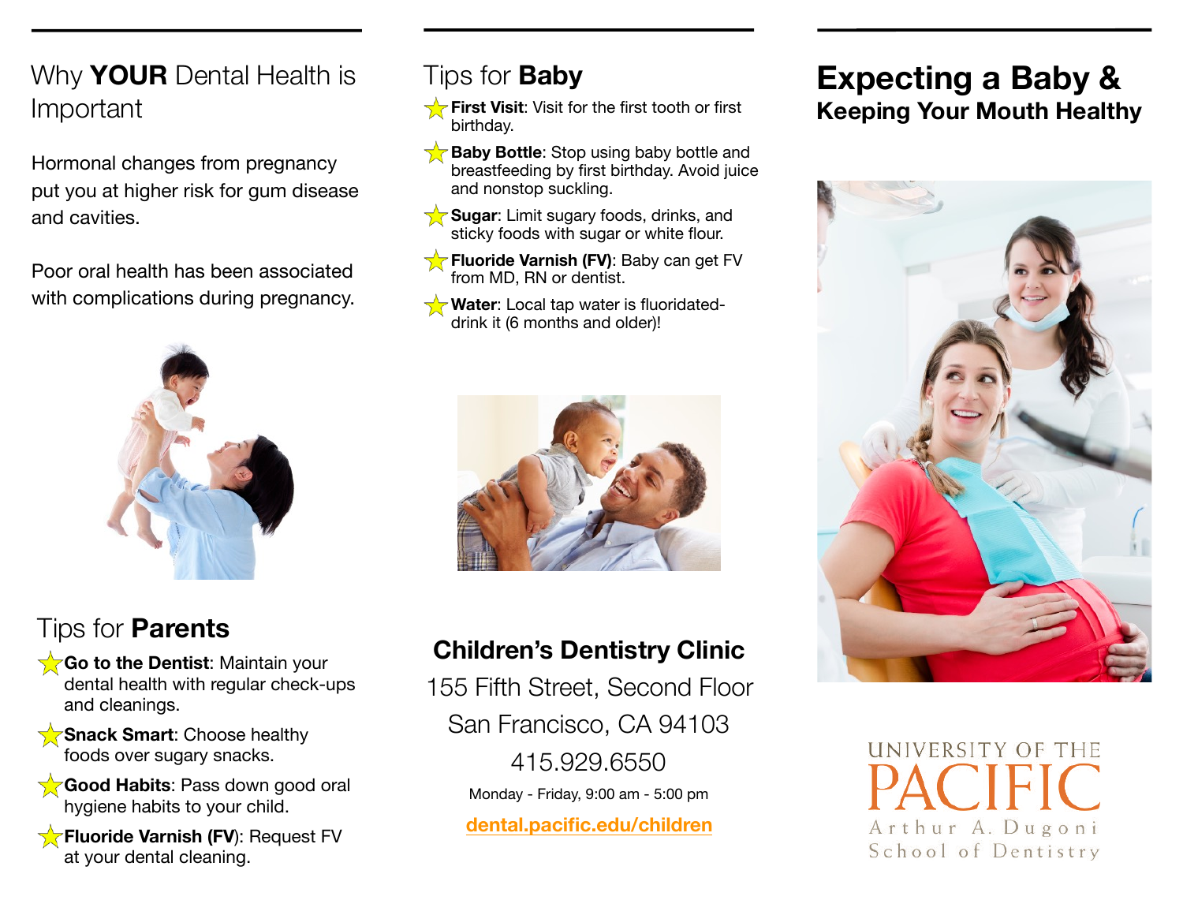## Why **YOUR** Dental Health is Important

Hormonal changes from pregnancy put you at higher risk for gum disease and cavities.

Poor oral health has been associated with complications during pregnancy.

## Tips for **Parents**

- **Go to the Dentist**: Maintain your dental health with regular check-ups and cleanings.
- **Snack Smart**: Choose healthy foods over sugary snacks.
- **Good Habits**: Pass down good oral hygiene habits to your child.
- **Fluoride Varnish (FV)**: Request FV at your dental cleaning.

## Tips for **Baby**

- **First Visit**: Visit for the first tooth or first birthday.
- **Baby Bottle**: Stop using baby bottle and breastfeeding by first birthday. Avoid juice and nonstop suckling.
- **Sugar**: Limit sugary foods, drinks, and sticky foods with sugar or white flour.
- **Fluoride Varnish (FV)**: Baby can get FV from MD, RN or dentist.
- **Water**: Local tap water is fluoridated- drink it (6 months and older)!

**Children's Dentistry Clinic**

155 Fifth Street, Second Floor

San Francisco, CA 94103

415.929.6550

Monday - Friday, 9:00 am - 5:00 pm

dental.pacific.edu/children

# Expecting a Baby & Keeping Your Mouth Healthy

UNIVERSITY OF THE PACIFIC
Arthur A. Dugoni School of Dentistry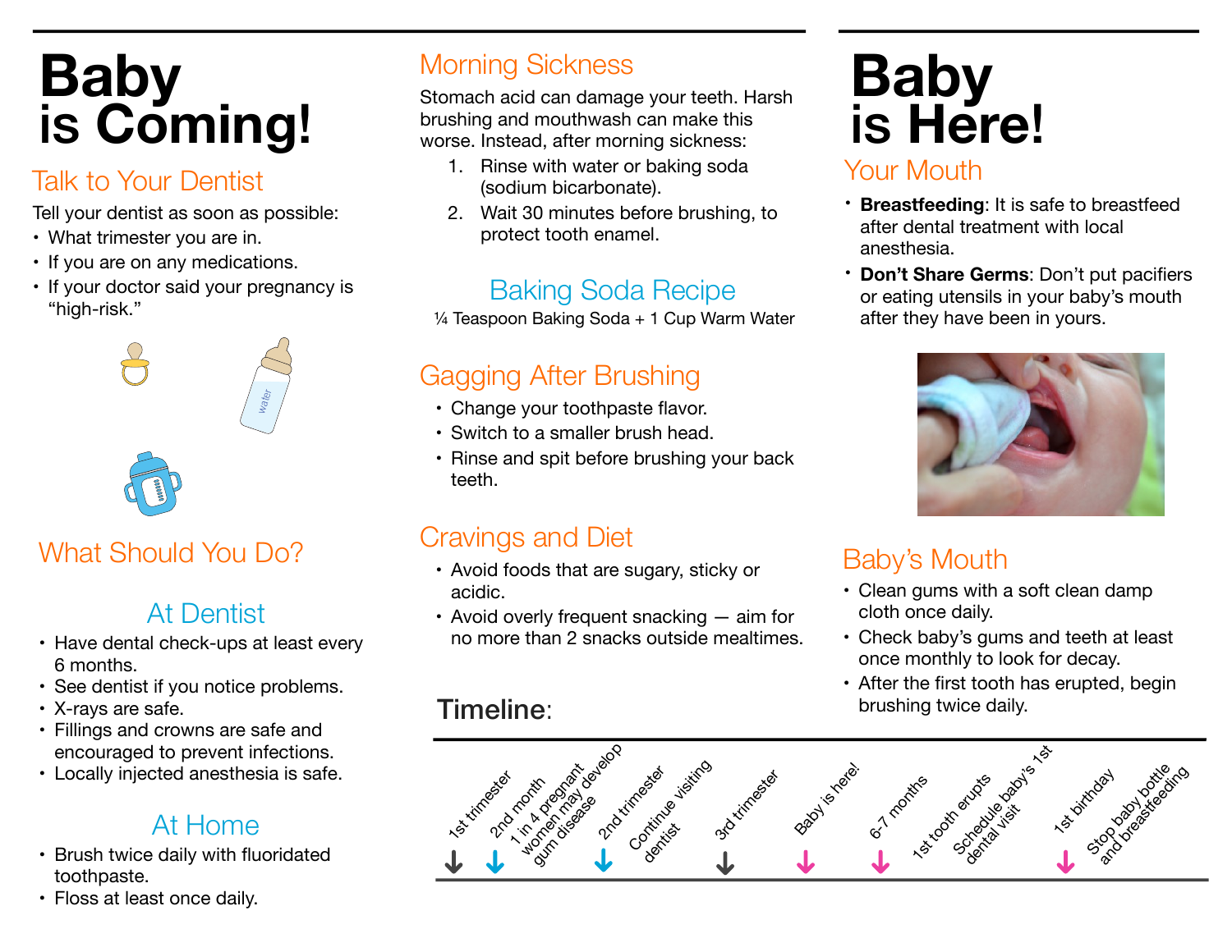# Baby is Coming!

## Talk to Your Dentist

Tell your dentist as soon as possible:

- What trimester you are in.
- If you are on any medications.
- If your doctor said your pregnancy is "high-risk."

## What Should You Do?

### At Dentist

- Have dental check-ups at least every 6 months.
- See dentist if you notice problems.
- X-rays are safe.
- Fillings and crowns are safe and encouraged to prevent infections.
- Locally injected anesthesia is safe.

### At Home

- Brush twice daily with fluoridated toothpaste.
- Floss at least once daily.

## Morning Sickness

Stomach acid can damage your teeth. Harsh brushing and mouthwash can make this worse. Instead, after morning sickness:

1. Rinse with water or baking soda (sodium bicarbonate).
2. Wait 30 minutes before brushing, to protect tooth enamel.

### Baking Soda Recipe

¼ Teaspoon Baking Soda + 1 Cup Warm Water

## Gagging After Brushing

- Change your toothpaste flavor.
- Switch to a smaller brush head.
- Rinse and spit before brushing your back teeth.

## Cravings and Diet

- Avoid foods that are sugary, sticky or acidic.
- Avoid overly frequent snacking — aim for no more than 2 snacks outside mealtimes.

## Timeline:

1st trimester

2nd month
1 in 4 pregnant women may develop gum disease

2nd trimester
Continue visiting dentist

3rd trimester

Baby is here!

6-7 months
1st tooth erupts
Schedule baby's 1st dental visit

1st birthday
Stop baby bottle and breastfeeding

# Baby is Here!

## Your Mouth

- **Breastfeeding**: It is safe to breastfeed after dental treatment with local anesthesia.
- **Don't Share Germs**: Don't put pacifiers or eating utensils in your baby's mouth after they have been in yours.

## Baby's Mouth

- Clean gums with a soft clean damp cloth once daily.
- Check baby's gums and teeth at least once monthly to look for decay.
- After the first tooth has erupted, begin brushing twice daily.